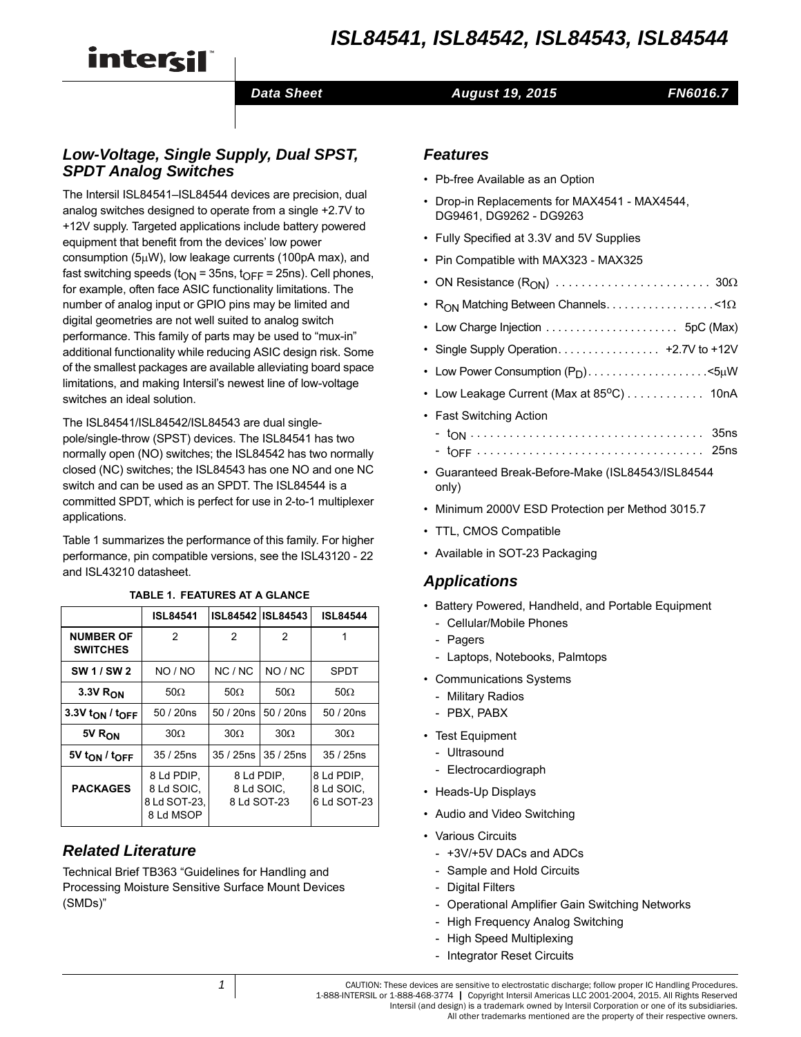# ISL84541, ISL84542, ISL84543, ISL84544

Data Sheet | August 19, 2015 | FN6016.7

## Low-Voltage, Single Supply, Dual SPST, SPDT Analog Switches

The Intersil ISL84541–ISL84544 devices are precision, dual analog switches designed to operate from a single +2.7V to +12V supply. Targeted applications include battery powered equipment that benefit from the devices' low power consumption (5μW), low leakage currents (100pA max), and fast switching speeds ($t_{ON}$ = 35ns, $t_{OFF}$ = 25ns). Cell phones, for example, often face ASIC functionality limitations. The number of analog input or GPIO pins may be limited and digital geometries are not well suited to analog switch performance. This family of parts may be used to "mux-in" additional functionality while reducing ASIC design risk. Some of the smallest packages are available alleviating board space limitations, and making Intersil's newest line of low-voltage switches an ideal solution.

The ISL84541/ISL84542/ISL84543 are dual single-pole/single-throw (SPST) devices. The ISL84541 has two normally open (NO) switches; the ISL84542 has two normally closed (NC) switches; the ISL84543 has one NO and one NC switch and can be used as an SPDT. The ISL84544 is a committed SPDT, which is perfect for use in 2-to-1 multiplexer applications.

Table 1 summarizes the performance of this family. For higher performance, pin compatible versions, see the ISL43120 - 22 and ISL43210 datasheet.

**TABLE 1. FEATURES AT A GLANCE**

| | ISL84541 | ISL84542 | ISL84543 | ISL84544 |
|---|---|---|---|---|
| **NUMBER OF SWITCHES** | 2 | 2 | 2 | 1 |
| **SW 1 / SW 2** | NO / NO | NC / NC | NO / NC | SPDT |
| **3.3V $R_{ON}$** | 50Ω | 50Ω | 50Ω | 50Ω |
| **3.3V $t_{ON}$ / $t_{OFF}$** | 50 / 20ns | 50 / 20ns | 50 / 20ns | 50 / 20ns |
| **5V $R_{ON}$** | 30Ω | 30Ω | 30Ω | 30Ω |
| **5V $t_{ON}$ / $t_{OFF}$** | 35 / 25ns | 35 / 25ns | 35 / 25ns | 35 / 25ns |
| **PACKAGES** | 8 Ld PDIP, 8 Ld SOIC, 8 Ld SOT-23, 8 Ld MSOP | 8 Ld PDIP, 8 Ld SOIC, 8 Ld SOT-23 | | 8 Ld PDIP, 8 Ld SOIC, 6 Ld SOT-23 |

## Related Literature

Technical Brief TB363 "Guidelines for Handling and Processing Moisture Sensitive Surface Mount Devices (SMDs)"

## Features

- Pb-free Available as an Option
- Drop-in Replacements for MAX4541 - MAX4544, DG9461, DG9262 - DG9263
- Fully Specified at 3.3V and 5V Supplies
- Pin Compatible with MAX323 - MAX325
- ON Resistance ($R_{ON}$) . . . . . . . . . . . . . . . . . . . . . . . . 30Ω
- $R_{ON}$ Matching Between Channels. . . . . . . . . . . . . . . . . .<1Ω
- Low Charge Injection . . . . . . . . . . . . . . . . . . . . . . 5pC (Max)
- Single Supply Operation. . . . . . . . . . . . . . . . . +2.7V to +12V
- Low Power Consumption ($P_D$). . . . . . . . . . . . . . . . . . . .<5μW
- Low Leakage Current (Max at 85°C) . . . . . . . . . . . . 10nA
- Fast Switching Action
  - $t_{ON}$ . . . . . . . . . . . . . . . . . . . . . . . . . . . . . . . . . . . . 35ns
  - $t_{OFF}$ . . . . . . . . . . . . . . . . . . . . . . . . . . . . . . . . . . . 25ns
- Guaranteed Break-Before-Make (ISL84543/ISL84544 only)
- Minimum 2000V ESD Protection per Method 3015.7
- TTL, CMOS Compatible
- Available in SOT-23 Packaging

## Applications

- Battery Powered, Handheld, and Portable Equipment
  - Cellular/Mobile Phones
  - Pagers
  - Laptops, Notebooks, Palmtops
- Communications Systems
  - Military Radios
  - PBX, PABX
- Test Equipment
  - Ultrasound
  - Electrocardiograph
- Heads-Up Displays
- Audio and Video Switching
- Various Circuits
  - +3V/+5V DACs and ADCs
  - Sample and Hold Circuits
  - Digital Filters
  - Operational Amplifier Gain Switching Networks
  - High Frequency Analog Switching
  - High Speed Multiplexing
  - Integrator Reset Circuits

CAUTION: These devices are sensitive to electrostatic discharge; follow proper IC Handling Procedures.
1-888-INTERSIL or 1-888-468-3774 | Copyright Intersil Americas LLC 2001-2004, 2015. All Rights Reserved
Intersil (and design) is a trademark owned by Intersil Corporation or one of its subsidiaries.
All other trademarks mentioned are the property of their respective owners.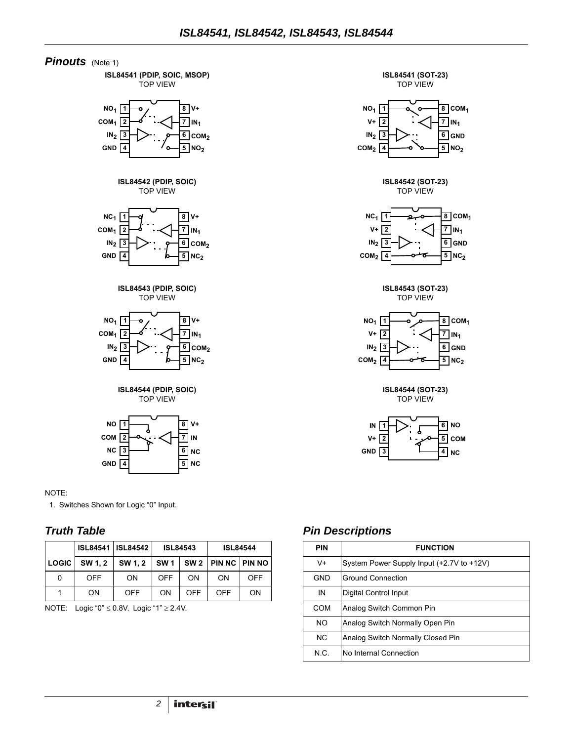## Pinouts (Note 1)

**ISL84541 (PDIP, SOIC, MSOP)**
TOP VIEW

| Pin | Name | | Pin | Name |
|---|---|---|---|---|
| 1 | $NO_1$ | | 8 | V+ |
| 2 | $COM_1$ | | 7 | $IN_1$ |
| 3 | $IN_2$ | | 6 | $COM_2$ |
| 4 | GND | | 5 | $NO_2$ |

**ISL84541 (SOT-23)**
TOP VIEW

| Pin | Name | | Pin | Name |
|---|---|---|---|---|
| 1 | $NO_1$ | | 8 | $COM_1$ |
| 2 | V+ | | 7 | $IN_1$ |
| 3 | $IN_2$ | | 6 | GND |
| 4 | $COM_2$ | | 5 | $NO_2$ |

**ISL84542 (PDIP, SOIC)**
TOP VIEW

| Pin | Name | | Pin | Name |
|---|---|---|---|---|
| 1 | $NC_1$ | | 8 | V+ |
| 2 | $COM_1$ | | 7 | $IN_1$ |
| 3 | $IN_2$ | | 6 | $COM_2$ |
| 4 | GND | | 5 | $NC_2$ |

**ISL84542 (SOT-23)**
TOP VIEW

| Pin | Name | | Pin | Name |
|---|---|---|---|---|
| 1 | $NC_1$ | | 8 | $COM_1$ |
| 2 | V+ | | 7 | $IN_1$ |
| 3 | $IN_2$ | | 6 | GND |
| 4 | $COM_2$ | | 5 | $NC_2$ |

**ISL84543 (PDIP, SOIC)**
TOP VIEW

| Pin | Name | | Pin | Name |
|---|---|---|---|---|
| 1 | $NO_1$ | | 8 | V+ |
| 2 | $COM_1$ | | 7 | $IN_1$ |
| 3 | $IN_2$ | | 6 | $COM_2$ |
| 4 | GND | | 5 | $NC_2$ |

**ISL84543 (SOT-23)**
TOP VIEW

| Pin | Name | | Pin | Name |
|---|---|---|---|---|
| 1 | $NO_1$ | | 8 | $COM_1$ |
| 2 | V+ | | 7 | $IN_1$ |
| 3 | $IN_2$ | | 6 | GND |
| 4 | $COM_2$ | | 5 | $NC_2$ |

**ISL84544 (PDIP, SOIC)**
TOP VIEW

| Pin | Name | | Pin | Name |
|---|---|---|---|---|
| 1 | NO | | 8 | V+ |
| 2 | COM | | 7 | IN |
| 3 | NC | | 6 | NC |
| 4 | GND | | 5 | NC |

**ISL84544 (SOT-23)**
TOP VIEW

| Pin | Name | | Pin | Name |
|---|---|---|---|---|
| 1 | IN | | 6 | NO |
| 2 | V+ | | 5 | COM |
| 3 | GND | | 4 | NC |

NOTE:

1. Switches Shown for Logic "0" Input.

## Truth Table

| | ISL84541 | ISL84542 | ISL84543 | | ISL84544 | |
|---|---|---|---|---|---|---|
| **LOGIC** | **SW 1, 2** | **SW 1, 2** | **SW 1** | **SW 2** | **PIN NC** | **PIN NO** |
| 0 | OFF | ON | OFF | ON | ON | OFF |
| 1 | ON | OFF | ON | OFF | OFF | ON |

NOTE: Logic "0" ≤ 0.8V. Logic "1" ≥ 2.4V.

## Pin Descriptions

| PIN | FUNCTION |
|---|---|
| V+ | System Power Supply Input (+2.7V to +12V) |
| GND | Ground Connection |
| IN | Digital Control Input |
| COM | Analog Switch Common Pin |
| NO | Analog Switch Normally Open Pin |
| NC | Analog Switch Normally Closed Pin |
| N.C. | No Internal Connection |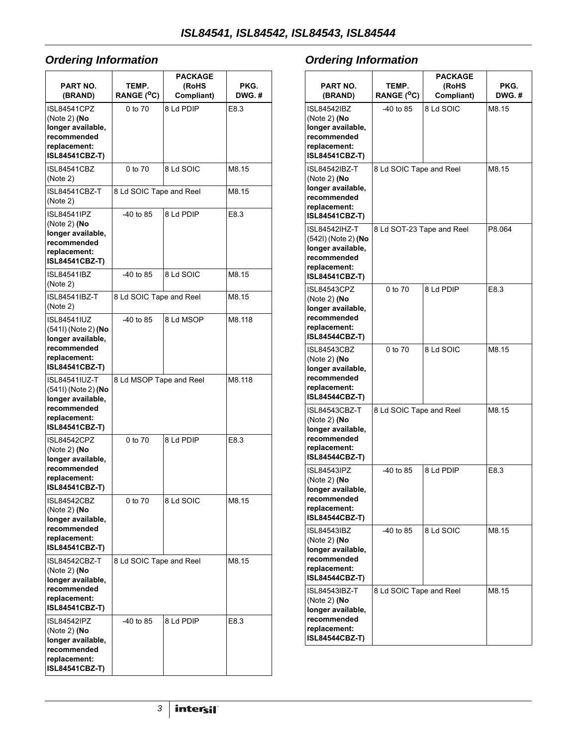## Ordering Information

| PART NO. (BRAND) | TEMP. RANGE ($^{o}$C) | PACKAGE (RoHS Compliant) | PKG. DWG. # |
|---|---|---|---|
| ISL84541CPZ (Note 2) **(No longer available, recommended replacement: ISL84541CBZ-T)** | 0 to 70 | 8 Ld PDIP | E8.3 |
| ISL84541CBZ (Note 2) | 0 to 70 | 8 Ld SOIC | M8.15 |
| ISL84541CBZ-T (Note 2) | 8 Ld SOIC Tape and Reel | | M8.15 |
| ISL84541IPZ (Note 2) **(No longer available, recommended replacement: ISL84541CBZ-T)** | -40 to 85 | 8 Ld PDIP | E8.3 |
| ISL84541IBZ (Note 2) | -40 to 85 | 8 Ld SOIC | M8.15 |
| ISL84541IBZ-T (Note 2) | 8 Ld SOIC Tape and Reel | | M8.15 |
| ISL84541IUZ (541I) (Note 2) **(No longer available, recommended replacement: ISL84541CBZ-T)** | -40 to 85 | 8 Ld MSOP | M8.118 |
| ISL84541IUZ-T (541I) (Note 2) **(No longer available, recommended replacement: ISL84541CBZ-T)** | 8 Ld MSOP Tape and Reel | | M8.118 |
| ISL84542CPZ (Note 2) **(No longer available, recommended replacement: ISL84541CBZ-T)** | 0 to 70 | 8 Ld PDIP | E8.3 |
| ISL84542CBZ (Note 2) **(No longer available, recommended replacement: ISL84541CBZ-T)** | 0 to 70 | 8 Ld SOIC | M8.15 |
| ISL84542CBZ-T (Note 2) **(No longer available, recommended replacement: ISL84541CBZ-T)** | 8 Ld SOIC Tape and Reel | | M8.15 |
| ISL84542IPZ (Note 2) **(No longer available, recommended replacement: ISL84541CBZ-T)** | -40 to 85 | 8 Ld PDIP | E8.3 |

## Ordering Information

| PART NO. (BRAND) | TEMP. RANGE ($^{o}$C) | PACKAGE (RoHS Compliant) | PKG. DWG. # |
|---|---|---|---|
| ISL84542IBZ (Note 2) **(No longer available, recommended replacement: ISL84541CBZ-T)** | -40 to 85 | 8 Ld SOIC | M8.15 |
| ISL84542IBZ-T (Note 2) **(No longer available, recommended replacement: ISL84541CBZ-T)** | 8 Ld SOIC Tape and Reel | | M8.15 |
| ISL84542IHZ-T (542I) (Note 2) **(No longer available, recommended replacement: ISL84541CBZ-T)** | 8 Ld SOT-23 Tape and Reel | | P8.064 |
| ISL84543CPZ (Note 2) **(No longer available, recommended replacement: ISL84544CBZ-T)** | 0 to 70 | 8 Ld PDIP | E8.3 |
| ISL84543CBZ (Note 2) **(No longer available, recommended replacement: ISL84544CBZ-T)** | 0 to 70 | 8 Ld SOIC | M8.15 |
| ISL84543CBZ-T (Note 2) **(No longer available, recommended replacement: ISL84544CBZ-T)** | 8 Ld SOIC Tape and Reel | | M8.15 |
| ISL84543IPZ (Note 2) **(No longer available, recommended replacement: ISL84544CBZ-T)** | -40 to 85 | 8 Ld PDIP | E8.3 |
| ISL84543IBZ (Note 2) **(No longer available, recommended replacement: ISL84544CBZ-T)** | -40 to 85 | 8 Ld SOIC | M8.15 |
| ISL84543IBZ-T (Note 2) **(No longer available, recommended replacement: ISL84544CBZ-T)** | 8 Ld SOIC Tape and Reel | | M8.15 |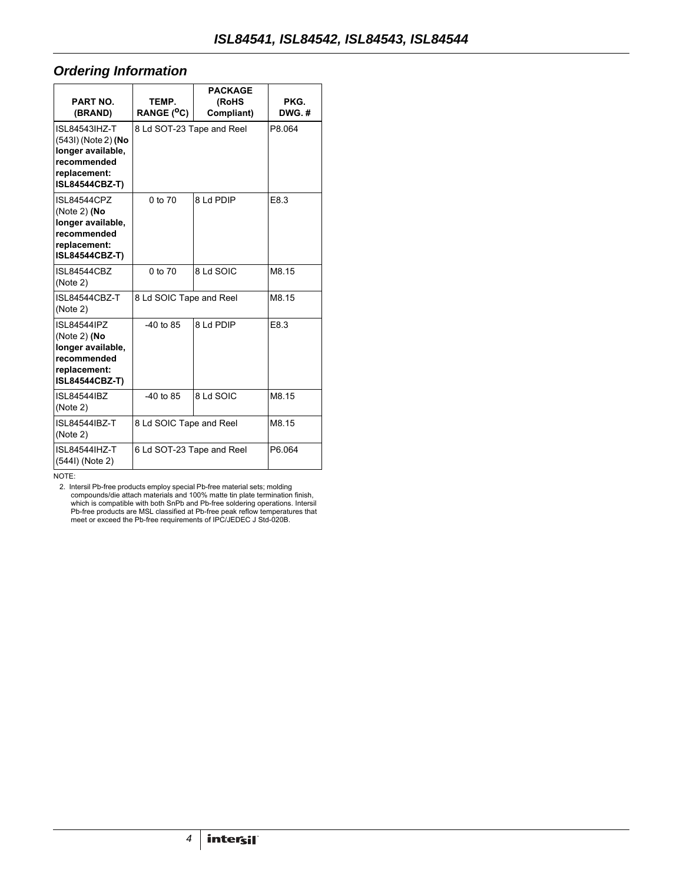## Ordering Information

| PART NO. (BRAND) | TEMP. RANGE ($^oC$) | PACKAGE (RoHS Compliant) | PKG. DWG. # |
|---|---|---|---|
| ISL84543IHZ-T (543I) (Note 2) **(No longer available, recommended replacement: ISL84544CBZ-T)** | 8 Ld SOT-23 Tape and Reel | | P8.064 |
| ISL84544CPZ (Note 2) **(No longer available, recommended replacement: ISL84544CBZ-T)** | 0 to 70 | 8 Ld PDIP | E8.3 |
| ISL84544CBZ (Note 2) | 0 to 70 | 8 Ld SOIC | M8.15 |
| ISL84544CBZ-T (Note 2) | 8 Ld SOIC Tape and Reel | | M8.15 |
| ISL84544IPZ (Note 2) **(No longer available, recommended replacement: ISL84544CBZ-T)** | -40 to 85 | 8 Ld PDIP | E8.3 |
| ISL84544IBZ (Note 2) | -40 to 85 | 8 Ld SOIC | M8.15 |
| ISL84544IBZ-T (Note 2) | 8 Ld SOIC Tape and Reel | | M8.15 |
| ISL84544IHZ-T (544I) (Note 2) | 6 Ld SOT-23 Tape and Reel | | P6.064 |

NOTE:

2. Intersil Pb-free products employ special Pb-free material sets; molding compounds/die attach materials and 100% matte tin plate termination finish, which is compatible with both SnPb and Pb-free soldering operations. Intersil Pb-free products are MSL classified at Pb-free peak reflow temperatures that meet or exceed the Pb-free requirements of IPC/JEDEC J Std-020B.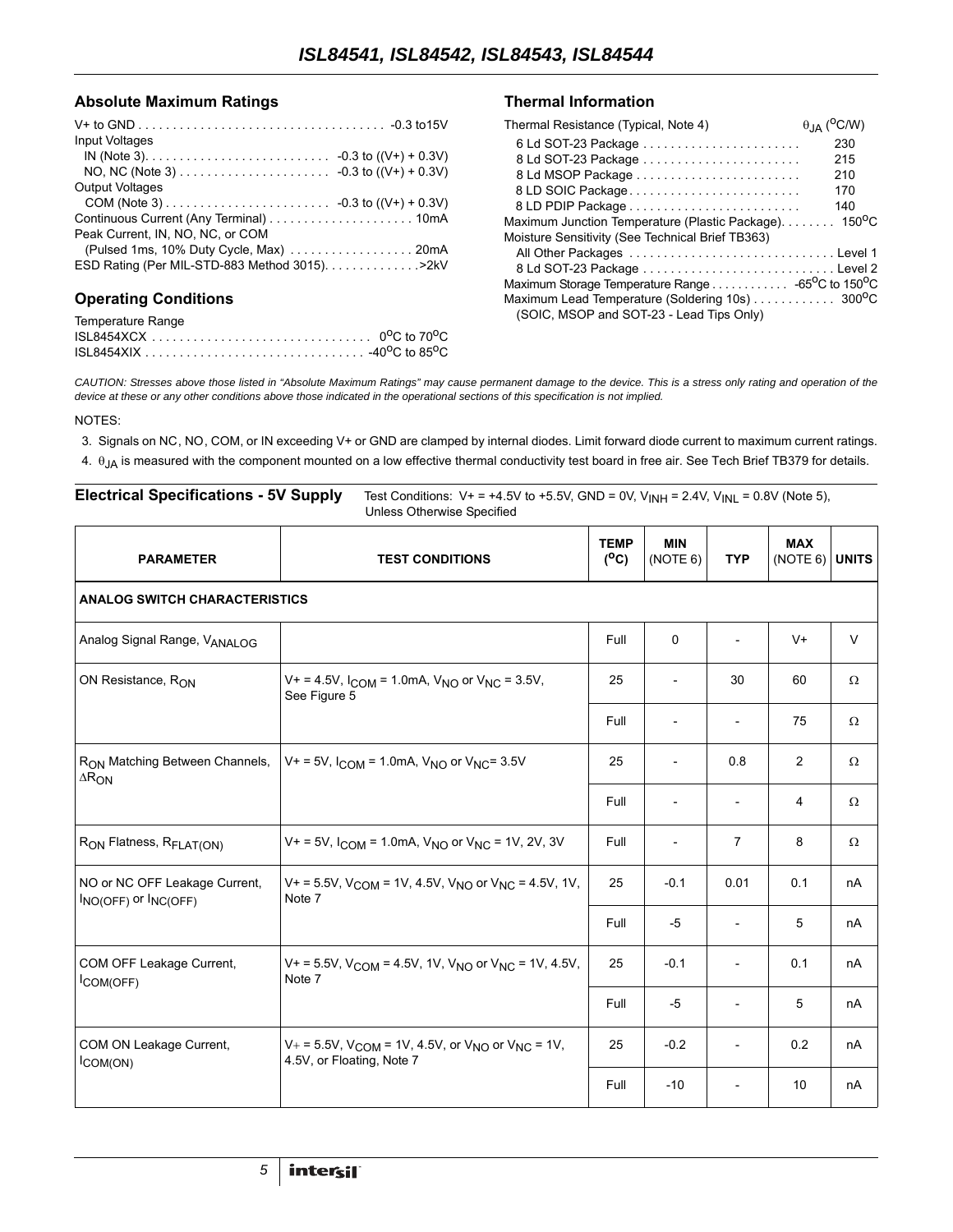## Absolute Maximum Ratings

V+ to GND . . . . . . . . . . . . . . . . . . . . . . . . . . . . . . . . . . . . -0.3 to15V
Input Voltages
  IN (Note 3). . . . . . . . . . . . . . . . . . . . . . . . . . . -0.3 to ((V+) + 0.3V)
  NO, NC (Note 3) . . . . . . . . . . . . . . . . . . . . . . -0.3 to ((V+) + 0.3V)
Output Voltages
  COM (Note 3) . . . . . . . . . . . . . . . . . . . . . . . . -0.3 to ((V+) + 0.3V)
Continuous Current (Any Terminal) . . . . . . . . . . . . . . . . . . . . . 10mA
Peak Current, IN, NO, NC, or COM
  (Pulsed 1ms, 10% Duty Cycle, Max) . . . . . . . . . . . . . . . . . . 20mA
ESD Rating (Per MIL-STD-883 Method 3015). . . . . . . . . . . . . .>2kV

## Operating Conditions

Temperature Range
ISL8454XCX . . . . . . . . . . . . . . . . . . . . . . . . . . . . . . . . 0°C to 70°C
ISL8454XIX . . . . . . . . . . . . . . . . . . . . . . . . . . . . . . . . -40°C to 85°C

## Thermal Information

| Thermal Resistance (Typical, Note 4) | $\theta_{JA}$ (°C/W) |
|---|---|
| 6 Ld SOT-23 Package | 230 |
| 8 Ld SOT-23 Package | 215 |
| 8 Ld MSOP Package | 210 |
| 8 LD SOIC Package | 170 |
| 8 LD PDIP Package | 140 |

Maximum Junction Temperature (Plastic Package). . . . . . . . 150°C
Moisture Sensitivity (See Technical Brief TB363)
  All Other Packages . . . . . . . . . . . . . . . . . . . . . . . . . . . . . . Level 1
  8 Ld SOT-23 Package . . . . . . . . . . . . . . . . . . . . . . . . . . . . Level 2
Maximum Storage Temperature Range . . . . . . . . . . . . -65°C to 150°C
Maximum Lead Temperature (Soldering 10s) . . . . . . . . . . . . 300°C
  (SOIC, MSOP and SOT-23 - Lead Tips Only)

*CAUTION: Stresses above those listed in "Absolute Maximum Ratings" may cause permanent damage to the device. This is a stress only rating and operation of the device at these or any other conditions above those indicated in the operational sections of this specification is not implied.*

NOTES:

3. Signals on NC, NO, COM, or IN exceeding V+ or GND are clamped by internal diodes. Limit forward diode current to maximum current ratings.
4. $\theta_{JA}$ is measured with the component mounted on a low effective thermal conductivity test board in free air. See Tech Brief TB379 for details.

## Electrical Specifications - 5V Supply

Test Conditions: V+ = +4.5V to +5.5V, GND = 0V, $V_{INH}$ = 2.4V, $V_{INL}$ = 0.8V (Note 5), Unless Otherwise Specified

| PARAMETER | TEST CONDITIONS | TEMP (°C) | MIN (NOTE 6) | TYP | MAX (NOTE 6) | UNITS |
|---|---|---|---|---|---|---|
| **ANALOG SWITCH CHARACTERISTICS** | | | | | | |
| Analog Signal Range, $V_{ANALOG}$ | | Full | 0 | - | V+ | V |
| ON Resistance, $R_{ON}$ | V+ = 4.5V, $I_{COM}$ = 1.0mA, $V_{NO}$ or $V_{NC}$ = 3.5V, See Figure 5 | 25 | - | 30 | 60 | Ω |
| | | Full | - | - | 75 | Ω |
| $R_{ON}$ Matching Between Channels, $\Delta R_{ON}$ | V+ = 5V, $I_{COM}$ = 1.0mA, $V_{NO}$ or $V_{NC}$= 3.5V | 25 | - | 0.8 | 2 | Ω |
| | | Full | - | - | 4 | Ω |
| $R_{ON}$ Flatness, $R_{FLAT(ON)}$ | V+ = 5V, $I_{COM}$ = 1.0mA, $V_{NO}$ or $V_{NC}$ = 1V, 2V, 3V | Full | - | 7 | 8 | Ω |
| NO or NC OFF Leakage Current, $I_{NO(OFF)}$ or $I_{NC(OFF)}$ | V+ = 5.5V, $V_{COM}$ = 1V, 4.5V, $V_{NO}$ or $V_{NC}$ = 4.5V, 1V, Note 7 | 25 | -0.1 | 0.01 | 0.1 | nA |
| | | Full | -5 | - | 5 | nA |
| COM OFF Leakage Current, $I_{COM(OFF)}$ | V+ = 5.5V, $V_{COM}$ = 4.5V, 1V, $V_{NO}$ or $V_{NC}$ = 1V, 4.5V, Note 7 | 25 | -0.1 | - | 0.1 | nA |
| | | Full | -5 | - | 5 | nA |
| COM ON Leakage Current, $I_{COM(ON)}$ | V+ = 5.5V, $V_{COM}$ = 1V, 4.5V, or $V_{NO}$ or $V_{NC}$ = 1V, 4.5V, or Floating, Note 7 | 25 | -0.2 | - | 0.2 | nA |
| | | Full | -10 | - | 10 | nA |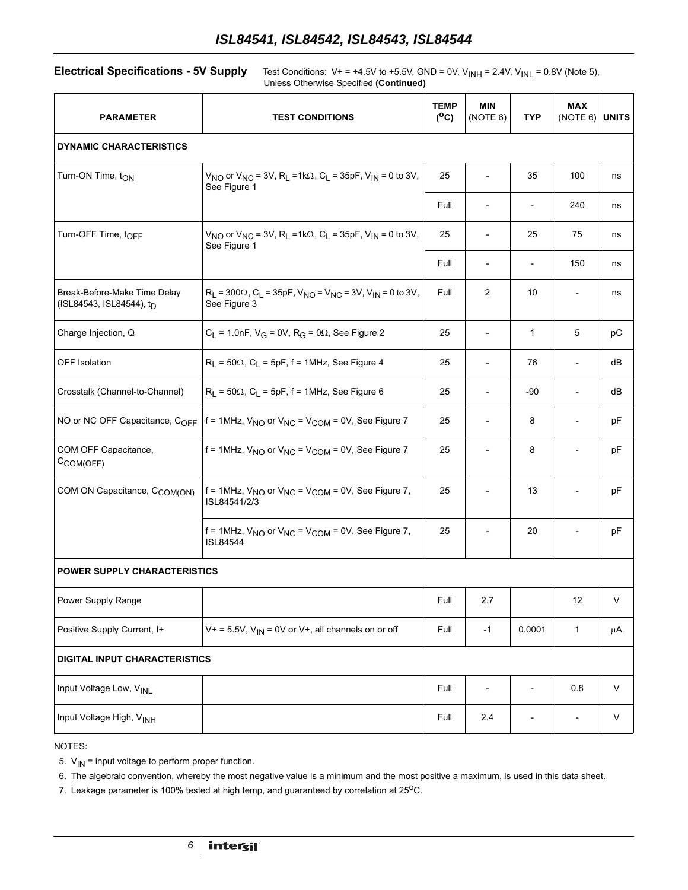**Electrical Specifications - 5V Supply** Test Conditions: V+ = +4.5V to +5.5V, GND = 0V, $V_{INH}$ = 2.4V, $V_{INL}$ = 0.8V (Note 5), Unless Otherwise Specified **(Continued)**

| PARAMETER | TEST CONDITIONS | TEMP (°C) | MIN (NOTE 6) | TYP | MAX (NOTE 6) | UNITS |
|---|---|---|---|---|---|---|
| **DYNAMIC CHARACTERISTICS** | | | | | | |
| Turn-ON Time, $t_{ON}$ | $V_{NO}$ or $V_{NC}$ = 3V, $R_L$ =1kΩ, $C_L$ = 35pF, $V_{IN}$ = 0 to 3V, See Figure 1 | 25 | - | 35 | 100 | ns |
| | | Full | - | - | 240 | ns |
| Turn-OFF Time, $t_{OFF}$ | $V_{NO}$ or $V_{NC}$ = 3V, $R_L$ =1kΩ, $C_L$ = 35pF, $V_{IN}$ = 0 to 3V, See Figure 1 | 25 | - | 25 | 75 | ns |
| | | Full | - | - | 150 | ns |
| Break-Before-Make Time Delay (ISL84543, ISL84544), $t_D$ | $R_L$ = 300Ω, $C_L$ = 35pF, $V_{NO}$ = $V_{NC}$ = 3V, $V_{IN}$ = 0 to 3V, See Figure 3 | Full | 2 | 10 | - | ns |
| Charge Injection, Q | $C_L$ = 1.0nF, $V_G$ = 0V, $R_G$ = 0Ω, See Figure 2 | 25 | - | 1 | 5 | pC |
| OFF Isolation | $R_L$ = 50Ω, $C_L$ = 5pF, f = 1MHz, See Figure 4 | 25 | - | 76 | - | dB |
| Crosstalk (Channel-to-Channel) | $R_L$ = 50Ω, $C_L$ = 5pF, f = 1MHz, See Figure 6 | 25 | - | -90 | - | dB |
| NO or NC OFF Capacitance, $C_{OFF}$ | f = 1MHz, $V_{NO}$ or $V_{NC}$ = $V_{COM}$ = 0V, See Figure 7 | 25 | - | 8 | - | pF |
| COM OFF Capacitance, $C_{COM(OFF)}$ | f = 1MHz, $V_{NO}$ or $V_{NC}$ = $V_{COM}$ = 0V, See Figure 7 | 25 | - | 8 | - | pF |
| COM ON Capacitance, $C_{COM(ON)}$ | f = 1MHz, $V_{NO}$ or $V_{NC}$ = $V_{COM}$ = 0V, See Figure 7, ISL84541/2/3 | 25 | - | 13 | - | pF |
| | f = 1MHz, $V_{NO}$ or $V_{NC}$ = $V_{COM}$ = 0V, See Figure 7, ISL84544 | 25 | - | 20 | - | pF |
| **POWER SUPPLY CHARACTERISTICS** | | | | | | |
| Power Supply Range | | Full | 2.7 | | 12 | V |
| Positive Supply Current, I+ | V+ = 5.5V, $V_{IN}$ = 0V or V+, all channels on or off | Full | -1 | 0.0001 | 1 | µA |
| **DIGITAL INPUT CHARACTERISTICS** | | | | | | |
| Input Voltage Low, $V_{INL}$ | | Full | - | - | 0.8 | V |
| Input Voltage High, $V_{INH}$ | | Full | 2.4 | - | - | V |

NOTES:

5. $V_{IN}$ = input voltage to perform proper function.
6. The algebraic convention, whereby the most negative value is a minimum and the most positive a maximum, is used in this data sheet.
7. Leakage parameter is 100% tested at high temp, and guaranteed by correlation at 25°C.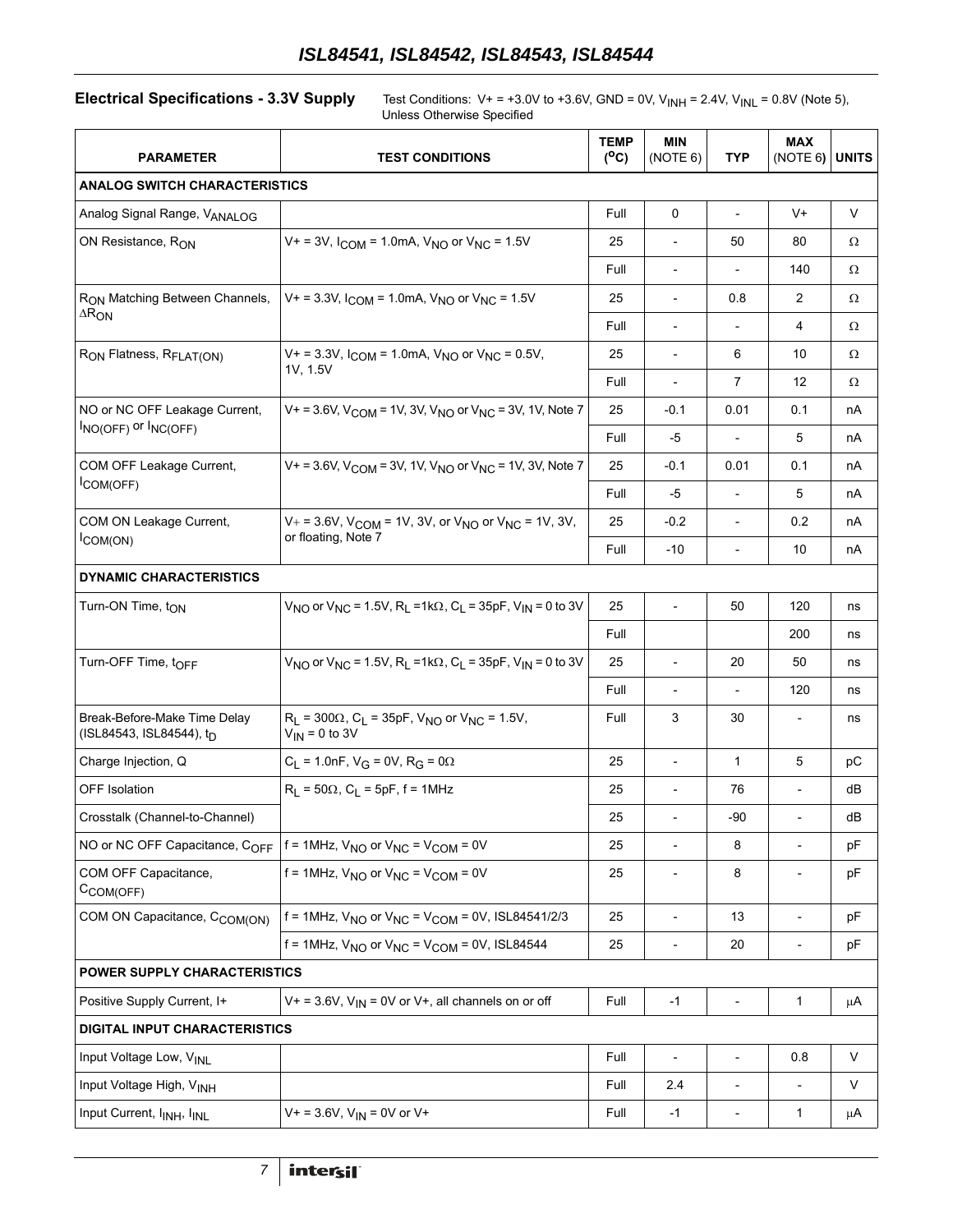## Electrical Specifications - 3.3V Supply

Test Conditions: V+ = +3.0V to +3.6V, GND = 0V, $V_{INH}$ = 2.4V, $V_{INL}$ = 0.8V (Note 5), Unless Otherwise Specified

| PARAMETER | TEST CONDITIONS | TEMP (°C) | MIN (NOTE 6) | TYP | MAX (NOTE 6) | UNITS |
|---|---|---|---|---|---|---|
| **ANALOG SWITCH CHARACTERISTICS** | | | | | | |
| Analog Signal Range, $V_{ANALOG}$ | | Full | 0 | - | V+ | V |
| ON Resistance, $R_{ON}$ | V+ = 3V, $I_{COM}$ = 1.0mA, $V_{NO}$ or $V_{NC}$ = 1.5V | 25 | - | 50 | 80 | Ω |
| | | Full | - | - | 140 | Ω |
| $R_{ON}$ Matching Between Channels, $\Delta R_{ON}$ | V+ = 3.3V, $I_{COM}$ = 1.0mA, $V_{NO}$ or $V_{NC}$ = 1.5V | 25 | - | 0.8 | 2 | Ω |
| | | Full | - | - | 4 | Ω |
| $R_{ON}$ Flatness, $R_{FLAT(ON)}$ | V+ = 3.3V, $I_{COM}$ = 1.0mA, $V_{NO}$ or $V_{NC}$ = 0.5V, 1V, 1.5V | 25 | - | 6 | 10 | Ω |
| | | Full | - | 7 | 12 | Ω |
| NO or NC OFF Leakage Current, $I_{NO(OFF)}$ or $I_{NC(OFF)}$ | V+ = 3.6V, $V_{COM}$ = 1V, 3V, $V_{NO}$ or $V_{NC}$ = 3V, 1V, Note 7 | 25 | -0.1 | 0.01 | 0.1 | nA |
| | | Full | -5 | - | 5 | nA |
| COM OFF Leakage Current, $I_{COM(OFF)}$ | V+ = 3.6V, $V_{COM}$ = 3V, 1V, $V_{NO}$ or $V_{NC}$ = 1V, 3V, Note 7 | 25 | -0.1 | 0.01 | 0.1 | nA |
| | | Full | -5 | - | 5 | nA |
| COM ON Leakage Current, $I_{COM(ON)}$ | V+ = 3.6V, $V_{COM}$ = 1V, 3V, or $V_{NO}$ or $V_{NC}$ = 1V, 3V, or floating, Note 7 | 25 | -0.2 | - | 0.2 | nA |
| | | Full | -10 | - | 10 | nA |
| **DYNAMIC CHARACTERISTICS** | | | | | | |
| Turn-ON Time, $t_{ON}$ | $V_{NO}$ or $V_{NC}$ = 1.5V, $R_L$ =1kΩ, $C_L$ = 35pF, $V_{IN}$ = 0 to 3V | 25 | - | 50 | 120 | ns |
| | | Full | | | 200 | ns |
| Turn-OFF Time, $t_{OFF}$ | $V_{NO}$ or $V_{NC}$ = 1.5V, $R_L$ =1kΩ, $C_L$ = 35pF, $V_{IN}$ = 0 to 3V | 25 | - | 20 | 50 | ns |
| | | Full | - | - | 120 | ns |
| Break-Before-Make Time Delay (ISL84543, ISL84544), $t_D$ | $R_L$ = 300Ω, $C_L$ = 35pF, $V_{NO}$ or $V_{NC}$ = 1.5V, $V_{IN}$ = 0 to 3V | Full | 3 | 30 | - | ns |
| Charge Injection, Q | $C_L$ = 1.0nF, $V_G$ = 0V, $R_G$ = 0Ω | 25 | - | 1 | 5 | pC |
| OFF Isolation | $R_L$ = 50Ω, $C_L$ = 5pF, f = 1MHz | 25 | - | 76 | - | dB |
| Crosstalk (Channel-to-Channel) | | 25 | - | -90 | - | dB |
| NO or NC OFF Capacitance, $C_{OFF}$ | f = 1MHz, $V_{NO}$ or $V_{NC}$ = $V_{COM}$ = 0V | 25 | - | 8 | - | pF |
| COM OFF Capacitance, $C_{COM(OFF)}$ | f = 1MHz, $V_{NO}$ or $V_{NC}$ = $V_{COM}$ = 0V | 25 | - | 8 | - | pF |
| COM ON Capacitance, $C_{COM(ON)}$ | f = 1MHz, $V_{NO}$ or $V_{NC}$ = $V_{COM}$ = 0V, ISL84541/2/3 | 25 | - | 13 | - | pF |
| | f = 1MHz, $V_{NO}$ or $V_{NC}$ = $V_{COM}$ = 0V, ISL84544 | 25 | - | 20 | - | pF |
| **POWER SUPPLY CHARACTERISTICS** | | | | | | |
| Positive Supply Current, I+ | V+ = 3.6V, $V_{IN}$ = 0V or V+, all channels on or off | Full | -1 | - | 1 | µA |
| **DIGITAL INPUT CHARACTERISTICS** | | | | | | |
| Input Voltage Low, $V_{INL}$ | | Full | - | - | 0.8 | V |
| Input Voltage High, $V_{INH}$ | | Full | 2.4 | - | - | V |
| Input Current, $I_{INH}$, $I_{INL}$ | V+ = 3.6V, $V_{IN}$ = 0V or V+ | Full | -1 | - | 1 | µA |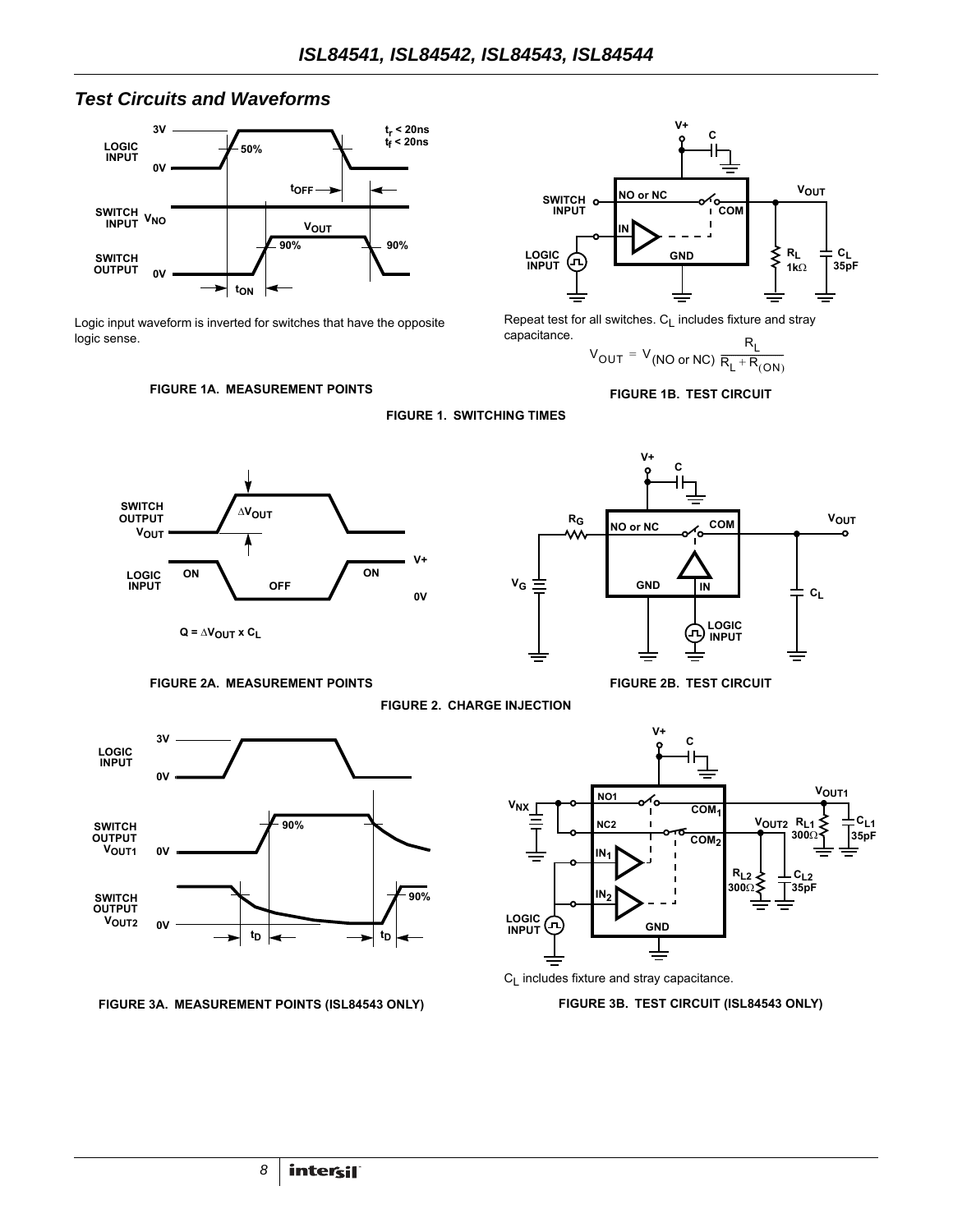## *Test Circuits and Waveforms*

Logic input waveform is inverted for switches that have the opposite logic sense.

**FIGURE 1A. MEASUREMENT POINTS**

Repeat test for all switches. $C_L$ includes fixture and stray capacitance.

$$V_{OUT} = V_{(NO\ or\ NC)} \frac{R_L}{R_L + R_{(ON)}}$$

**FIGURE 1B. TEST CIRCUIT**

**FIGURE 1. SWITCHING TIMES**

$Q = \Delta V_{OUT} \times C_L$

**FIGURE 2A. MEASUREMENT POINTS**

**FIGURE 2B. TEST CIRCUIT**

**FIGURE 2. CHARGE INJECTION**

**FIGURE 3A. MEASUREMENT POINTS (ISL84543 ONLY)**

$C_L$ includes fixture and stray capacitance.

**FIGURE 3B. TEST CIRCUIT (ISL84543 ONLY)**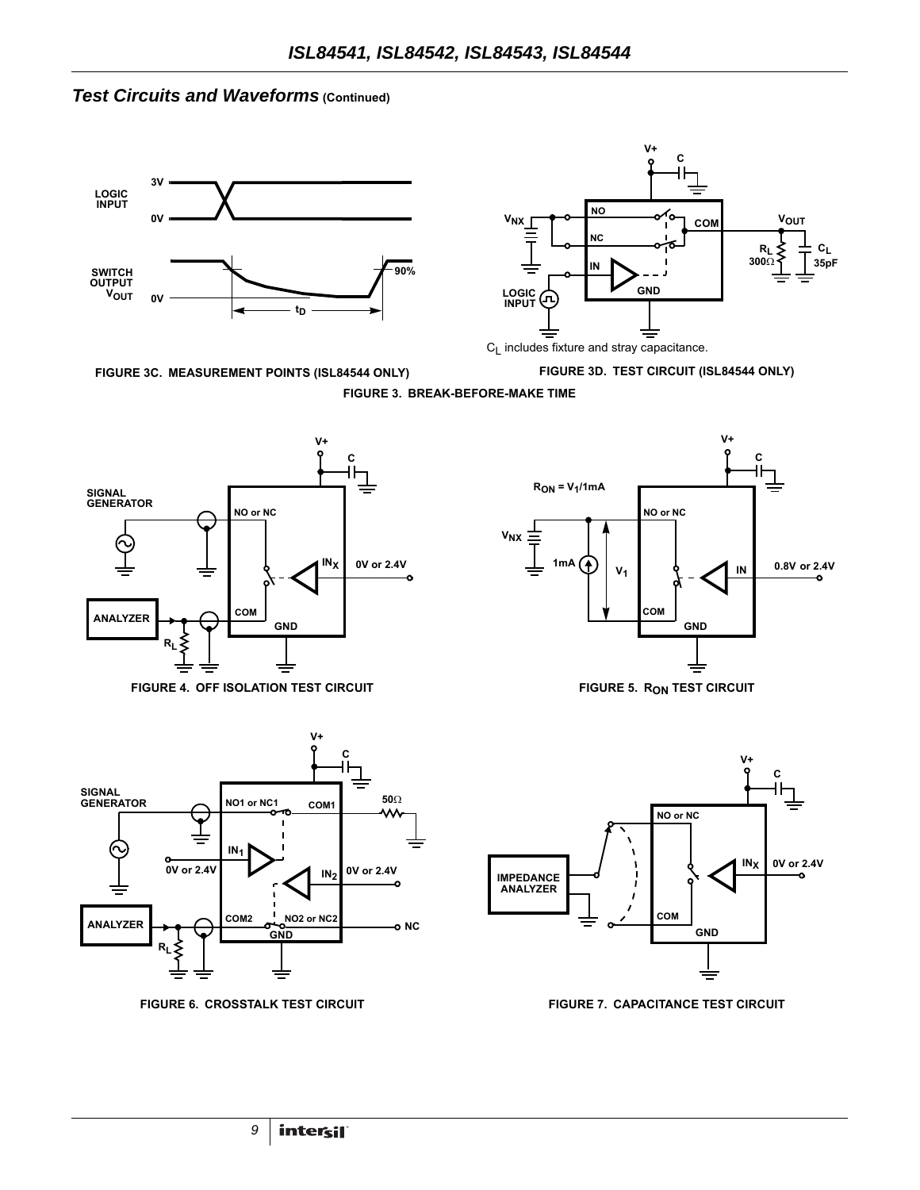## *Test Circuits and Waveforms* (Continued)

FIGURE 3C. MEASUREMENT POINTS (ISL84544 ONLY)

$C_L$ includes fixture and stray capacitance.

FIGURE 3D. TEST CIRCUIT (ISL84544 ONLY)

FIGURE 3. BREAK-BEFORE-MAKE TIME

FIGURE 4. OFF ISOLATION TEST CIRCUIT

$R_{ON} = V_1/1mA$

FIGURE 5. $R_{ON}$ TEST CIRCUIT

FIGURE 6. CROSSTALK TEST CIRCUIT

FIGURE 7. CAPACITANCE TEST CIRCUIT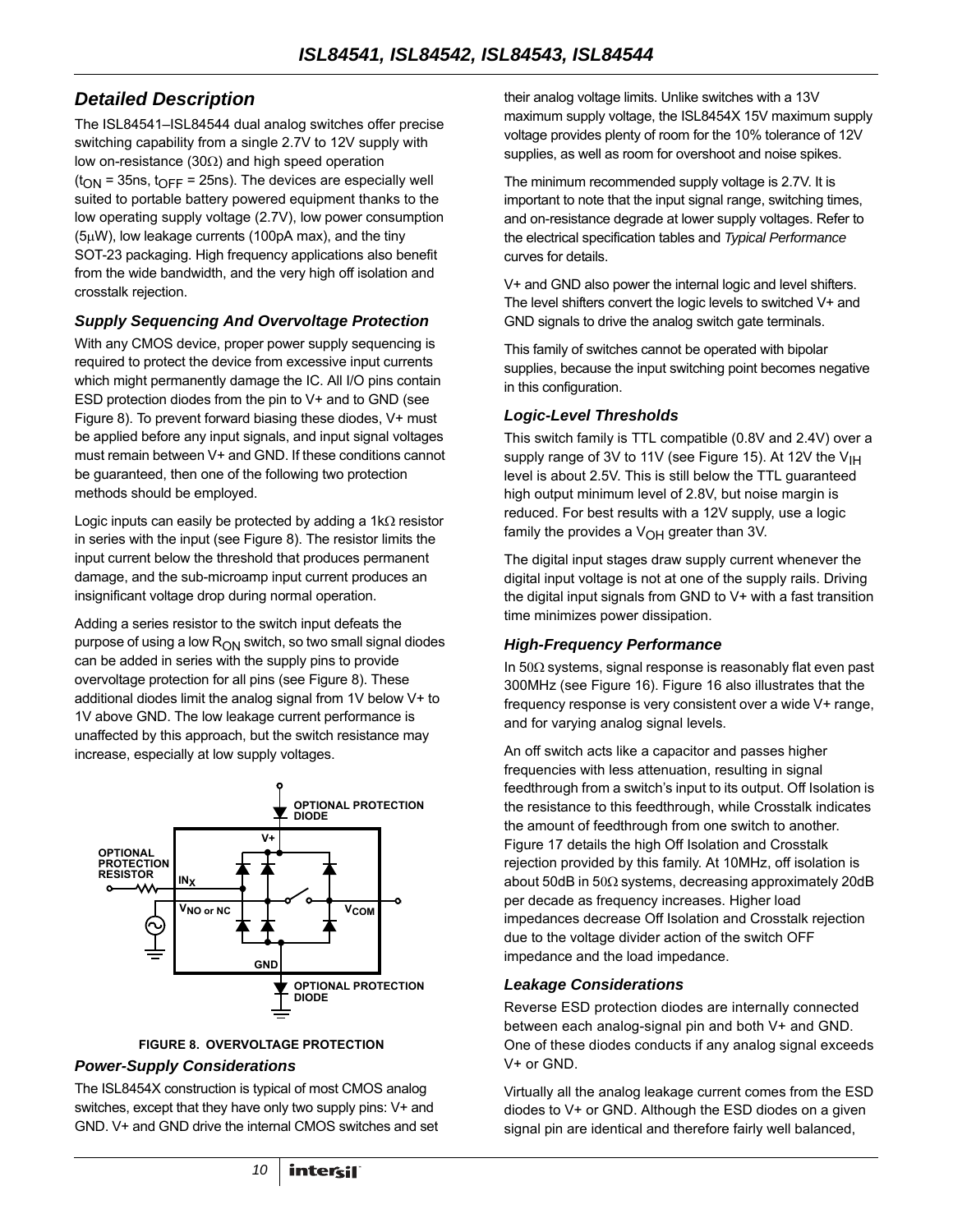## Detailed Description

The ISL84541–ISL84544 dual analog switches offer precise switching capability from a single 2.7V to 12V supply with low on-resistance (30Ω) and high speed operation ($t_{ON}$ = 35ns, $t_{OFF}$ = 25ns). The devices are especially well suited to portable battery powered equipment thanks to the low operating supply voltage (2.7V), low power consumption (5μW), low leakage currents (100pA max), and the tiny SOT-23 packaging. High frequency applications also benefit from the wide bandwidth, and the very high off isolation and crosstalk rejection.

### Supply Sequencing And Overvoltage Protection

With any CMOS device, proper power supply sequencing is required to protect the device from excessive input currents which might permanently damage the IC. All I/O pins contain ESD protection diodes from the pin to V+ and to GND (see Figure 8). To prevent forward biasing these diodes, V+ must be applied before any input signals, and input signal voltages must remain between V+ and GND. If these conditions cannot be guaranteed, then one of the following two protection methods should be employed.

Logic inputs can easily be protected by adding a 1kΩ resistor in series with the input (see Figure 8). The resistor limits the input current below the threshold that produces permanent damage, and the sub-microamp input current produces an insignificant voltage drop during normal operation.

Adding a series resistor to the switch input defeats the purpose of using a low $R_{ON}$ switch, so two small signal diodes can be added in series with the supply pins to provide overvoltage protection for all pins (see Figure 8). These additional diodes limit the analog signal from 1V below V+ to 1V above GND. The low leakage current performance is unaffected by this approach, but the switch resistance may increase, especially at low supply voltages.

FIGURE 8. OVERVOLTAGE PROTECTION

### Power-Supply Considerations

The ISL8454X construction is typical of most CMOS analog switches, except that they have only two supply pins: V+ and GND. V+ and GND drive the internal CMOS switches and set their analog voltage limits. Unlike switches with a 13V maximum supply voltage, the ISL8454X 15V maximum supply voltage provides plenty of room for the 10% tolerance of 12V supplies, as well as room for overshoot and noise spikes.

The minimum recommended supply voltage is 2.7V. It is important to note that the input signal range, switching times, and on-resistance degrade at lower supply voltages. Refer to the electrical specification tables and *Typical Performance* curves for details.

V+ and GND also power the internal logic and level shifters. The level shifters convert the logic levels to switched V+ and GND signals to drive the analog switch gate terminals.

This family of switches cannot be operated with bipolar supplies, because the input switching point becomes negative in this configuration.

### Logic-Level Thresholds

This switch family is TTL compatible (0.8V and 2.4V) over a supply range of 3V to 11V (see Figure 15). At 12V the $V_{IH}$ level is about 2.5V. This is still below the TTL guaranteed high output minimum level of 2.8V, but noise margin is reduced. For best results with a 12V supply, use a logic family the provides a $V_{OH}$ greater than 3V.

The digital input stages draw supply current whenever the digital input voltage is not at one of the supply rails. Driving the digital input signals from GND to V+ with a fast transition time minimizes power dissipation.

### High-Frequency Performance

In 50Ω systems, signal response is reasonably flat even past 300MHz (see Figure 16). Figure 16 also illustrates that the frequency response is very consistent over a wide V+ range, and for varying analog signal levels.

An off switch acts like a capacitor and passes higher frequencies with less attenuation, resulting in signal feedthrough from a switch's input to its output. Off Isolation is the resistance to this feedthrough, while Crosstalk indicates the amount of feedthrough from one switch to another. Figure 17 details the high Off Isolation and Crosstalk rejection provided by this family. At 10MHz, off isolation is about 50dB in 50Ω systems, decreasing approximately 20dB per decade as frequency increases. Higher load impedances decrease Off Isolation and Crosstalk rejection due to the voltage divider action of the switch OFF impedance and the load impedance.

### Leakage Considerations

Reverse ESD protection diodes are internally connected between each analog-signal pin and both V+ and GND. One of these diodes conducts if any analog signal exceeds V+ or GND.

Virtually all the analog leakage current comes from the ESD diodes to V+ or GND. Although the ESD diodes on a given signal pin are identical and therefore fairly well balanced,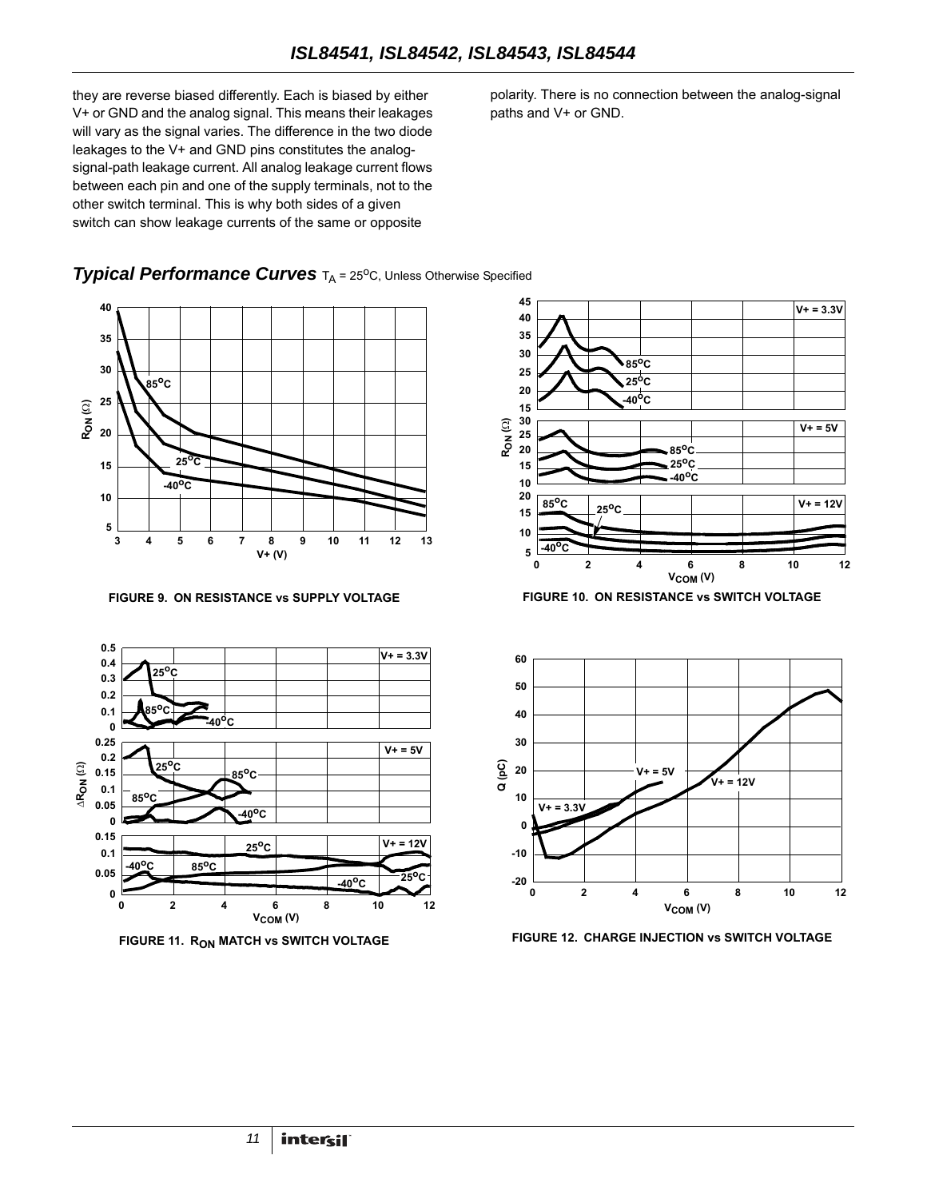they are reverse biased differently. Each is biased by either V+ or GND and the analog signal. This means their leakages will vary as the signal varies. The difference in the two diode leakages to the V+ and GND pins constitutes the analog-signal-path leakage current. All analog leakage current flows between each pin and one of the supply terminals, not to the other switch terminal. This is why both sides of a given switch can show leakage currents of the same or opposite polarity. There is no connection between the analog-signal paths and V+ or GND.

## *Typical Performance Curves* $T_A = 25^oC$, Unless Otherwise Specified

FIGURE 9. ON RESISTANCE vs SUPPLY VOLTAGE

FIGURE 10. ON RESISTANCE vs SWITCH VOLTAGE

FIGURE 11. $R_{ON}$ MATCH vs SWITCH VOLTAGE

FIGURE 12. CHARGE INJECTION vs SWITCH VOLTAGE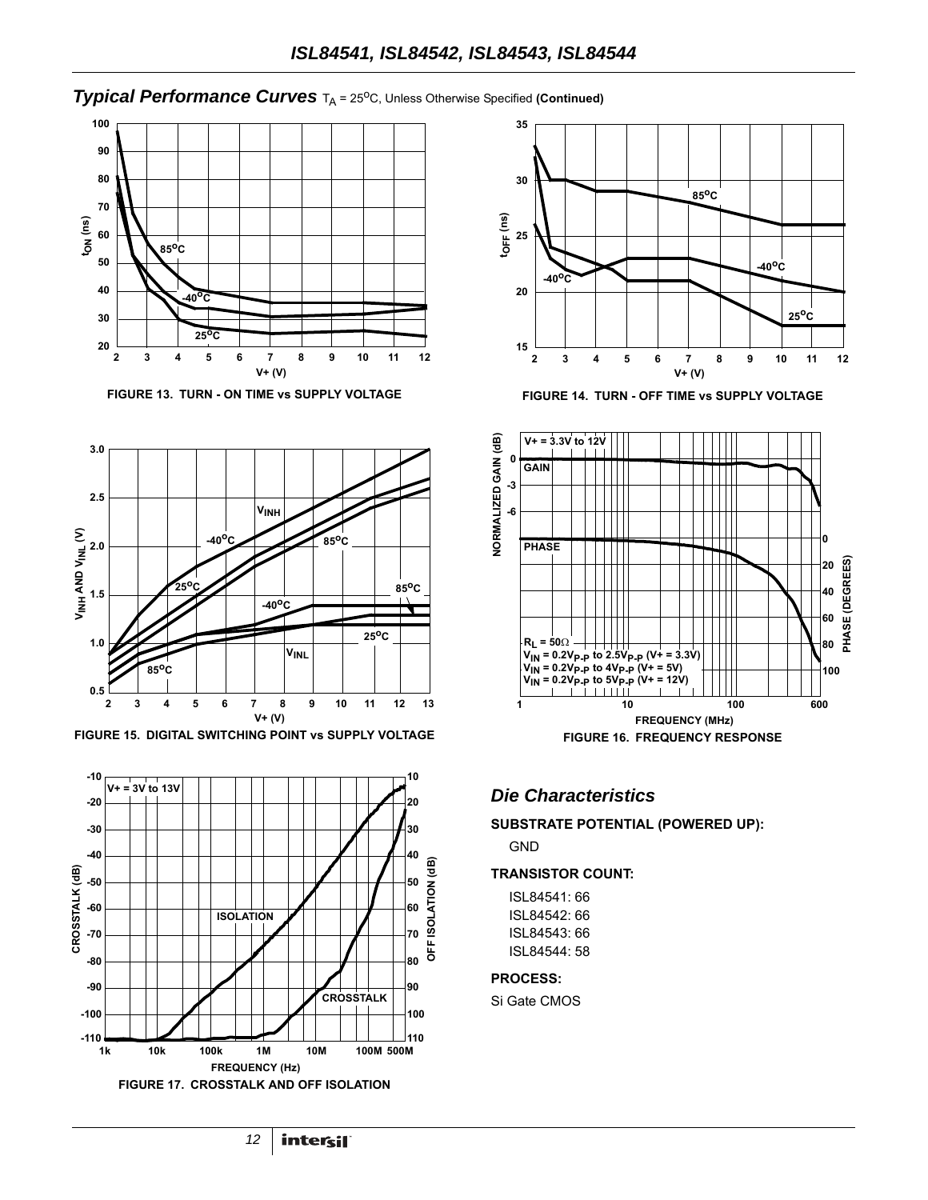## *Typical Performance Curves* $T_A = 25^oC$, Unless Otherwise Specified **(Continued)**

**FIGURE 13. TURN - ON TIME vs SUPPLY VOLTAGE**

**FIGURE 14. TURN - OFF TIME vs SUPPLY VOLTAGE**

**FIGURE 15. DIGITAL SWITCHING POINT vs SUPPLY VOLTAGE**

**FIGURE 16. FREQUENCY RESPONSE**

**FIGURE 17. CROSSTALK AND OFF ISOLATION**

## *Die Characteristics*

**SUBSTRATE POTENTIAL (POWERED UP):**

GND

**TRANSISTOR COUNT:**

ISL84541: 66
ISL84542: 66
ISL84543: 66
ISL84544: 58

**PROCESS:**

Si Gate CMOS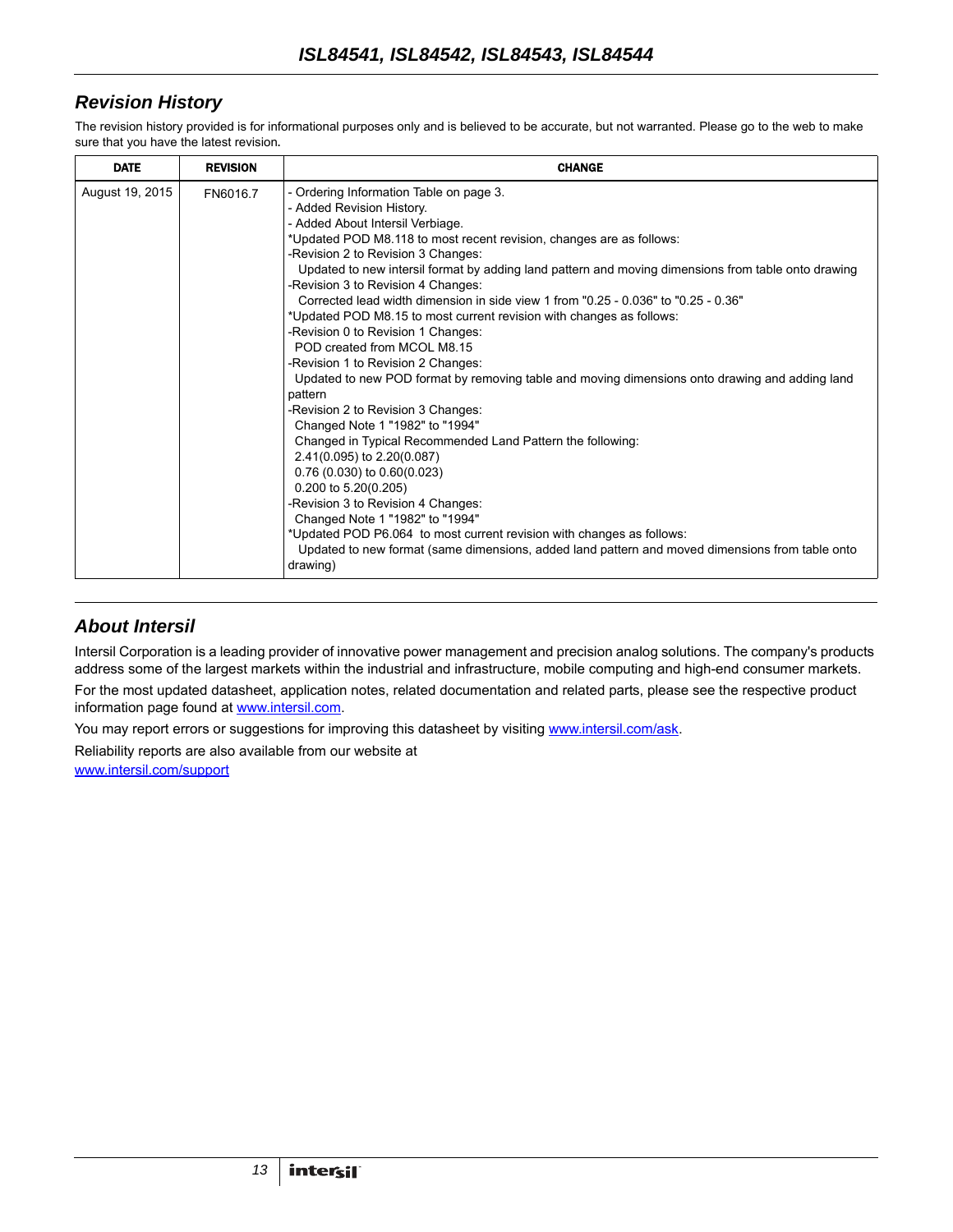## Revision History

The revision history provided is for informational purposes only and is believed to be accurate, but not warranted. Please go to the web to make sure that you have the latest revision.

| DATE | REVISION | CHANGE |
|---|---|---|
| August 19, 2015 | FN6016.7 | - Ordering Information Table on page 3.<br>- Added Revision History.<br>- Added About Intersil Verbiage.<br>*Updated POD M8.118 to most recent revision, changes are as follows:<br>-Revision 2 to Revision 3 Changes:<br>Updated to new intersil format by adding land pattern and moving dimensions from table onto drawing<br>-Revision 3 to Revision 4 Changes:<br>Corrected lead width dimension in side view 1 from "0.25 - 0.036" to "0.25 - 0.36"<br>*Updated POD M8.15 to most current revision with changes as follows:<br>-Revision 0 to Revision 1 Changes:<br>POD created from MCOL M8.15<br>-Revision 1 to Revision 2 Changes:<br>Updated to new POD format by removing table and moving dimensions onto drawing and adding land pattern<br>-Revision 2 to Revision 3 Changes:<br>Changed Note 1 "1982" to "1994"<br>Changed in Typical Recommended Land Pattern the following:<br>2.41(0.095) to 2.20(0.087)<br>0.76 (0.030) to 0.60(0.023)<br>0.200 to 5.20(0.205)<br>-Revision 3 to Revision 4 Changes:<br>Changed Note 1 "1982" to "1994"<br>*Updated POD P6.064 to most current revision with changes as follows:<br>Updated to new format (same dimensions, added land pattern and moved dimensions from table onto drawing) |

## About Intersil

Intersil Corporation is a leading provider of innovative power management and precision analog solutions. The company's products address some of the largest markets within the industrial and infrastructure, mobile computing and high-end consumer markets.

For the most updated datasheet, application notes, related documentation and related parts, please see the respective product information page found at www.intersil.com.

You may report errors or suggestions for improving this datasheet by visiting www.intersil.com/ask.

Reliability reports are also available from our website at www.intersil.com/support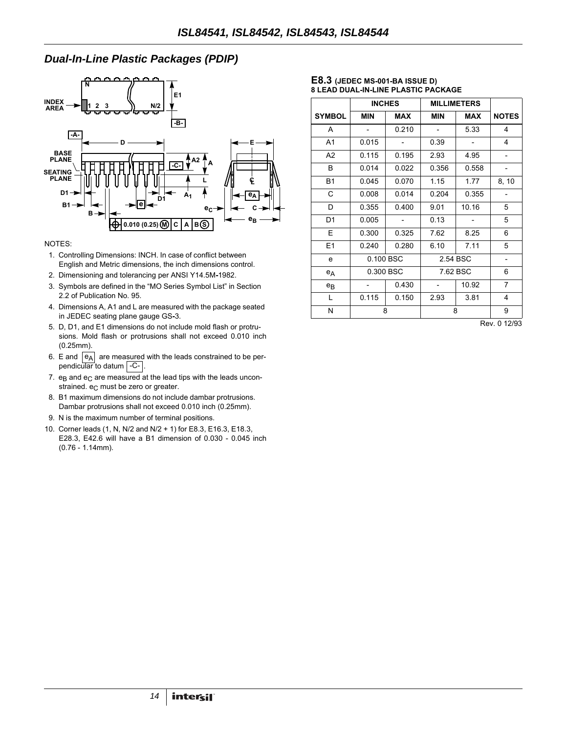## Dual-In-Line Plastic Packages (PDIP)

NOTES:

1. Controlling Dimensions: INCH. In case of conflict between English and Metric dimensions, the inch dimensions control.
2. Dimensioning and tolerancing per ANSI Y14.5M-1982.
3. Symbols are defined in the "MO Series Symbol List" in Section 2.2 of Publication No. 95.
4. Dimensions A, A1 and L are measured with the package seated in JEDEC seating plane gauge GS-3.
5. D, D1, and E1 dimensions do not include mold flash or protrusions. Mold flash or protrusions shall not exceed 0.010 inch (0.25mm).
6. E and $e_A$ are measured with the leads constrained to be perpendicular to datum -C- .
7. $e_B$ and $e_C$ are measured at the lead tips with the leads unconstrained. $e_C$ must be zero or greater.
8. B1 maximum dimensions do not include dambar protrusions. Dambar protrusions shall not exceed 0.010 inch (0.25mm).
9. N is the maximum number of terminal positions.
10. Corner leads (1, N, N/2 and N/2 + 1) for E8.3, E16.3, E18.3, E28.3, E42.6 will have a B1 dimension of 0.030 - 0.045 inch (0.76 - 1.14mm).

### E8.3 (JEDEC MS-001-BA ISSUE D)
### 8 LEAD DUAL-IN-LINE PLASTIC PACKAGE

| | INCHES | | MILLIMETERS | | |
|---|---|---|---|---|---|
| SYMBOL | MIN | MAX | MIN | MAX | NOTES |
| A | - | 0.210 | - | 5.33 | 4 |
| A1 | 0.015 | - | 0.39 | - | 4 |
| A2 | 0.115 | 0.195 | 2.93 | 4.95 | - |
| B | 0.014 | 0.022 | 0.356 | 0.558 | - |
| B1 | 0.045 | 0.070 | 1.15 | 1.77 | 8, 10 |
| C | 0.008 | 0.014 | 0.204 | 0.355 | - |
| D | 0.355 | 0.400 | 9.01 | 10.16 | 5 |
| D1 | 0.005 | - | 0.13 | - | 5 |
| E | 0.300 | 0.325 | 7.62 | 8.25 | 6 |
| E1 | 0.240 | 0.280 | 6.10 | 7.11 | 5 |
| e | 0.100 BSC | | 2.54 BSC | | - |
| $e_A$ | 0.300 BSC | | 7.62 BSC | | 6 |
| $e_B$ | - | 0.430 | - | 10.92 | 7 |
| L | 0.115 | 0.150 | 2.93 | 3.81 | 4 |
| N | 8 | | 8 | | 9 |

Rev. 0 12/93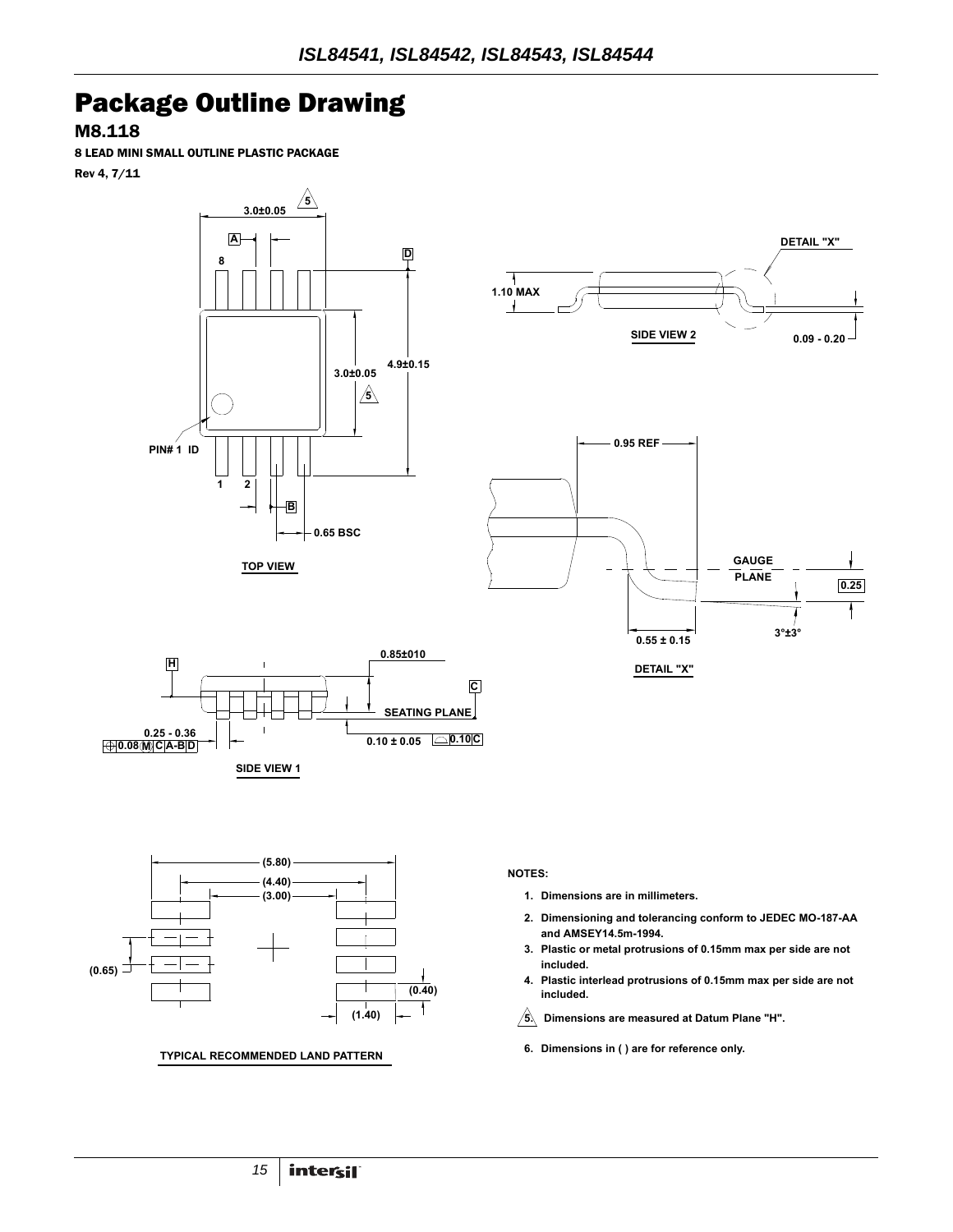# Package Outline Drawing

## M8.118

**8 LEAD MINI SMALL OUTLINE PLASTIC PACKAGE**

**Rev 4, 7/11**

TOP VIEW

SIDE VIEW 1

SIDE VIEW 2

DETAIL "X"

TYPICAL RECOMMENDED LAND PATTERN

**NOTES:**

1. Dimensions are in millimeters.
2. Dimensioning and tolerancing conform to JEDEC MO-187-AA and AMSEY14.5m-1994.
3. Plastic or metal protrusions of 0.15mm max per side are not included.
4. Plastic interlead protrusions of 0.15mm max per side are not included.
5. Dimensions are measured at Datum Plane "H".
6. Dimensions in ( ) are for reference only.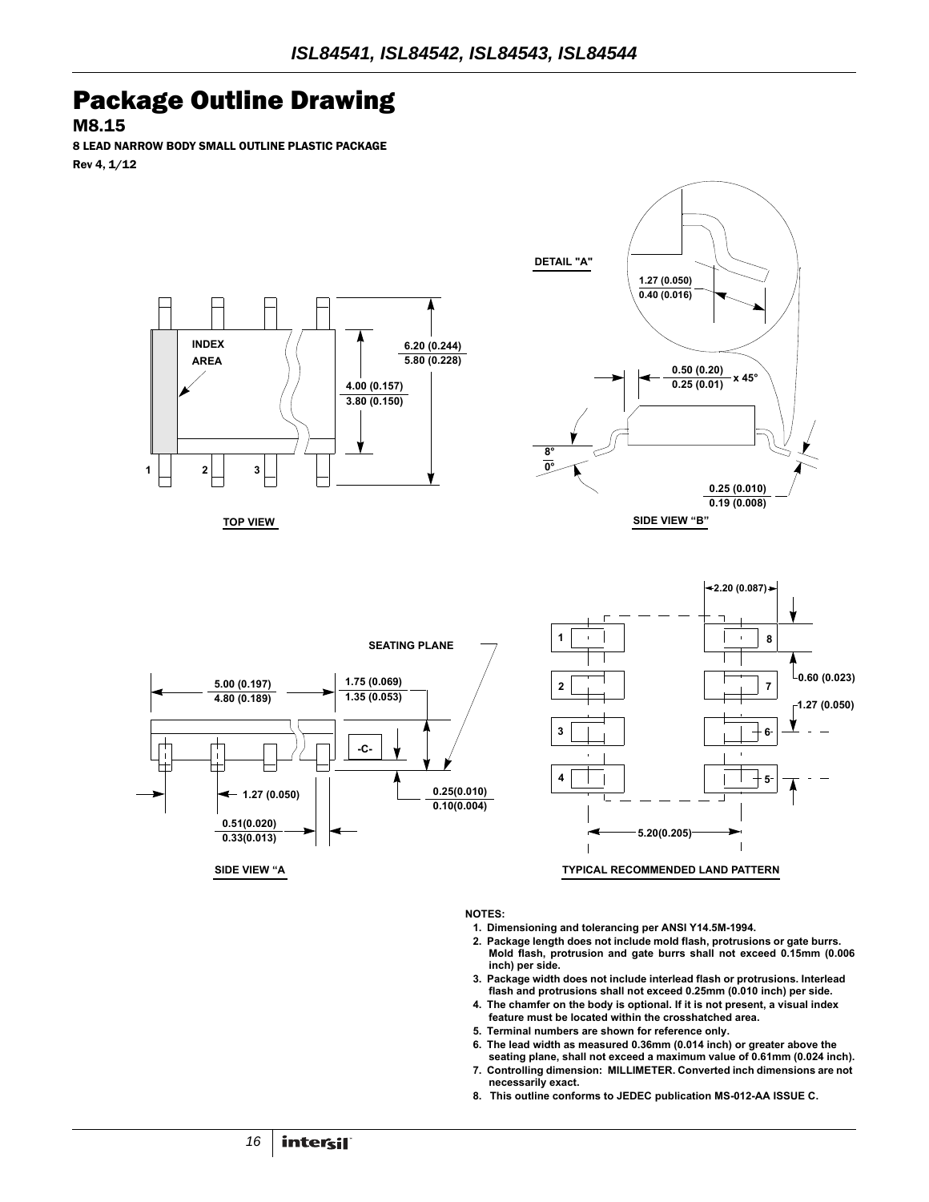# Package Outline Drawing

## M8.15

8 LEAD NARROW BODY SMALL OUTLINE PLASTIC PACKAGE

Rev 4, 1/12

DETAIL "A"

1.27 (0.050)
0.40 (0.016)

INDEX AREA

6.20 (0.244)
5.80 (0.228)

4.00 (0.157)
3.80 (0.150)

0.50 (0.20)
0.25 (0.01) x 45°

8°
0°

0.25 (0.010)
0.19 (0.008)

1 2 3

TOP VIEW

SIDE VIEW "B"

2.20 (0.087)

SEATING PLANE

1 8

5.00 (0.197)
4.80 (0.189)

1.75 (0.069)
1.35 (0.053)

2 7

0.60 (0.023)

1.27 (0.050)

3 6

-C-

4 5

1.27 (0.050)

0.25(0.010)
0.10(0.004)

0.51(0.020)
0.33(0.013)

5.20(0.205)

SIDE VIEW "A

TYPICAL RECOMMENDED LAND PATTERN

**NOTES:**

1. Dimensioning and tolerancing per ANSI Y14.5M-1994.
2. Package length does not include mold flash, protrusions or gate burrs. Mold flash, protrusion and gate burrs shall not exceed 0.15mm (0.006 inch) per side.
3. Package width does not include interlead flash or protrusions. Interlead flash and protrusions shall not exceed 0.25mm (0.010 inch) per side.
4. The chamfer on the body is optional. If it is not present, a visual index feature must be located within the crosshatched area.
5. Terminal numbers are shown for reference only.
6. The lead width as measured 0.36mm (0.014 inch) or greater above the seating plane, shall not exceed a maximum value of 0.61mm (0.024 inch).
7. Controlling dimension: MILLIMETER. Converted inch dimensions are not necessarily exact.
8. This outline conforms to JEDEC publication MS-012-AA ISSUE C.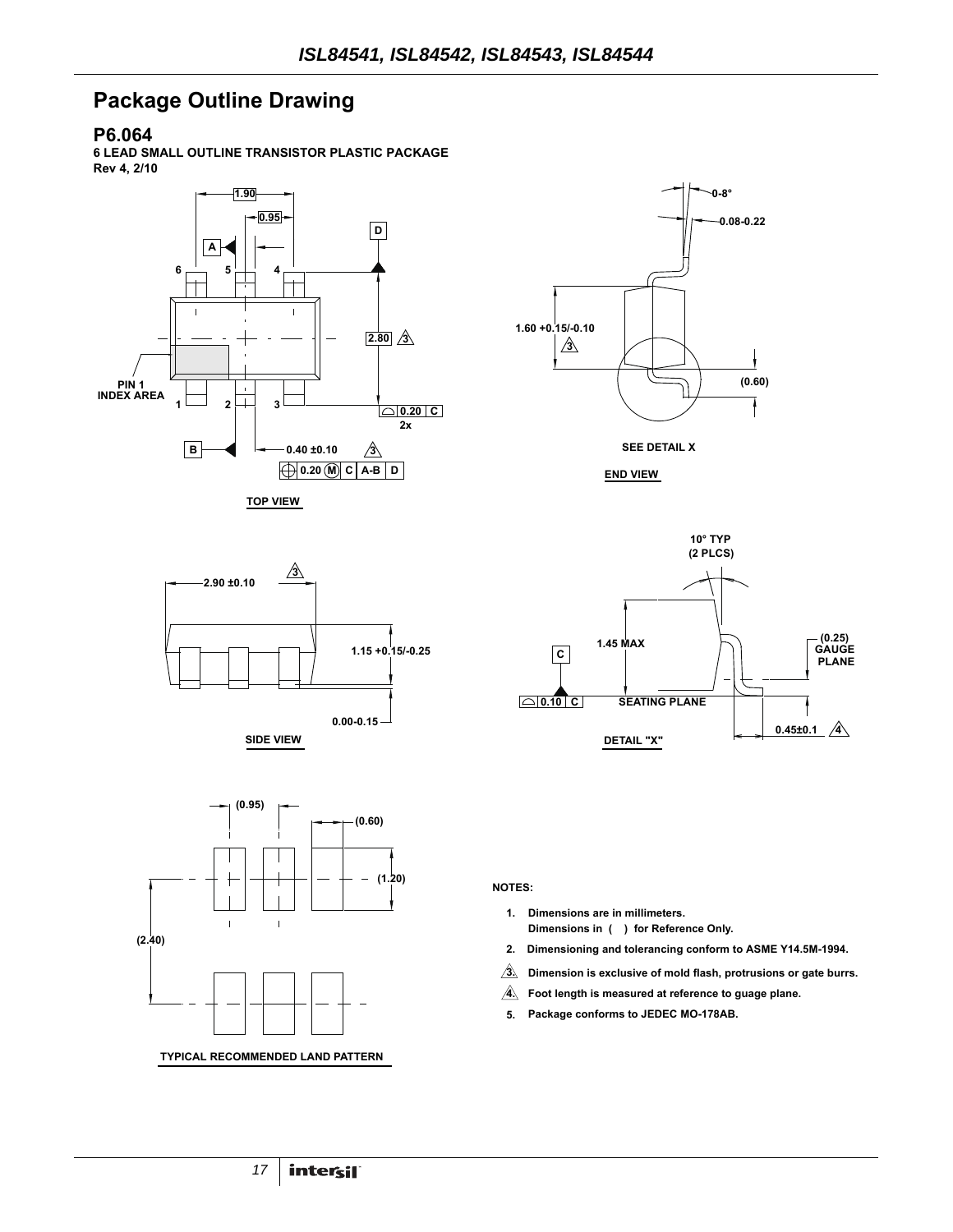# Package Outline Drawing

## P6.064

**6 LEAD SMALL OUTLINE TRANSISTOR PLASTIC PACKAGE**

**Rev 4, 2/10**

TOP VIEW

SIDE VIEW

END VIEW

SEE DETAIL X

DETAIL "X"

TYPICAL RECOMMENDED LAND PATTERN

**NOTES:**

1. Dimensions are in millimeters.
   Dimensions in ( ) for Reference Only.
2. Dimensioning and tolerancing conform to ASME Y14.5M-1994.
3. Dimension is exclusive of mold flash, protrusions or gate burrs.
4. Foot length is measured at reference to guage plane.
5. Package conforms to JEDEC MO-178AB.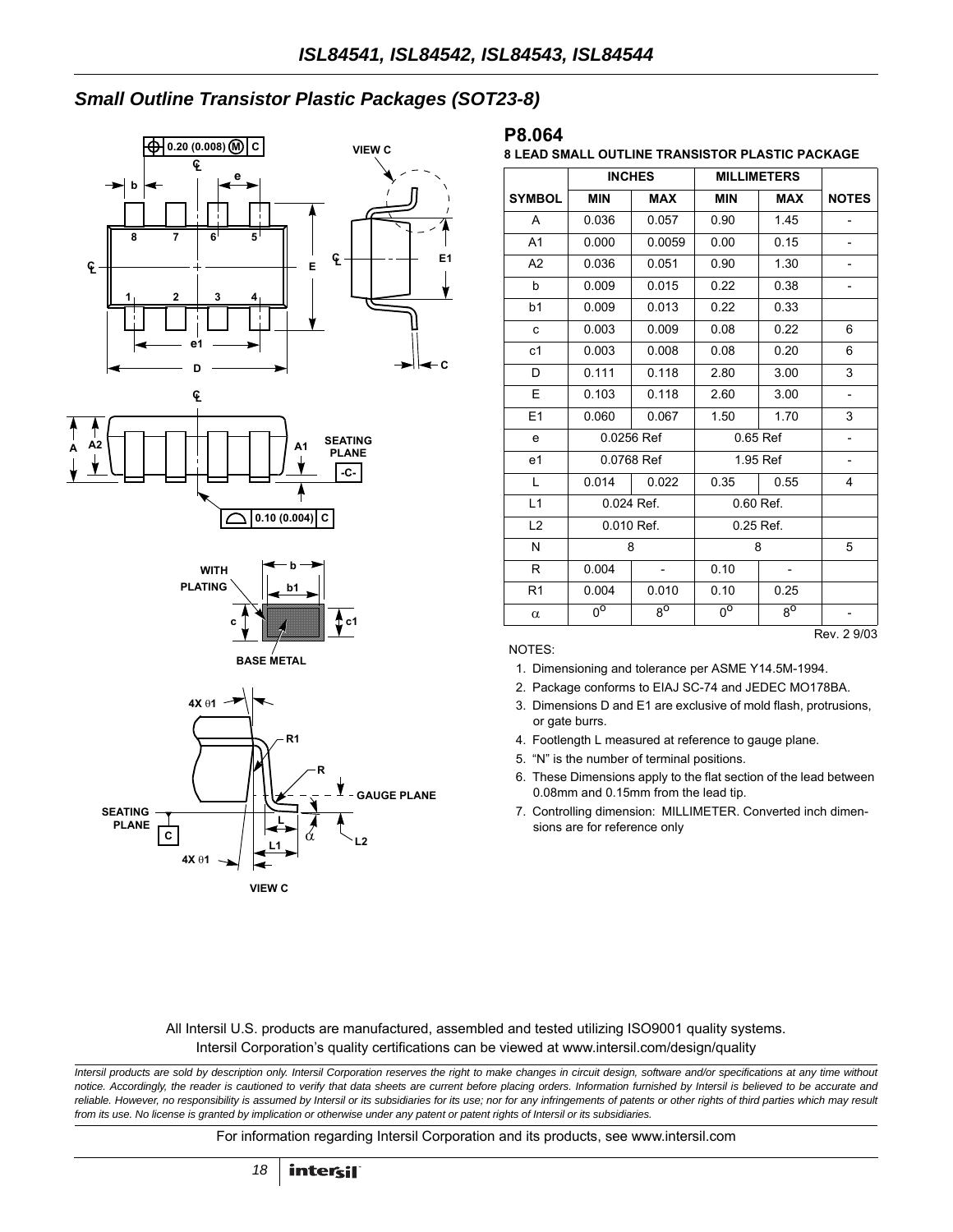## Small Outline Transistor Plastic Packages (SOT23-8)

0.20 (0.008) M C

VIEW C

b

e

8 7 6 5

1 2 3 4

e1

D

E

E1

C

A

A2

A1

SEATING PLANE

-C-

0.10 (0.004) C

WITH PLATING

b

b1

c

c1

BASE METAL

4X θ1

R1

R

GAUGE PLANE

SEATING PLANE

C

L

L1

α

L2

4X θ1

VIEW C

### P8.064

**8 LEAD SMALL OUTLINE TRANSISTOR PLASTIC PACKAGE**

| | INCHES | | MILLIMETERS | | |
|---|---|---|---|---|---|
| SYMBOL | MIN | MAX | MIN | MAX | NOTES |
| A | 0.036 | 0.057 | 0.90 | 1.45 | - |
| A1 | 0.000 | 0.0059 | 0.00 | 0.15 | - |
| A2 | 0.036 | 0.051 | 0.90 | 1.30 | - |
| b | 0.009 | 0.015 | 0.22 | 0.38 | - |
| b1 | 0.009 | 0.013 | 0.22 | 0.33 | |
| c | 0.003 | 0.009 | 0.08 | 0.22 | 6 |
| c1 | 0.003 | 0.008 | 0.08 | 0.20 | 6 |
| D | 0.111 | 0.118 | 2.80 | 3.00 | 3 |
| E | 0.103 | 0.118 | 2.60 | 3.00 | - |
| E1 | 0.060 | 0.067 | 1.50 | 1.70 | 3 |
| e | 0.0256 Ref | | 0.65 Ref | | - |
| e1 | 0.0768 Ref | | 1.95 Ref | | - |
| L | 0.014 | 0.022 | 0.35 | 0.55 | 4 |
| L1 | 0.024 Ref. | | 0.60 Ref. | | |
| L2 | 0.010 Ref. | | 0.25 Ref. | | |
| N | 8 | | 8 | | 5 |
| R | 0.004 | - | 0.10 | - | |
| R1 | 0.004 | 0.010 | 0.10 | 0.25 | |
| α | $0^o$ | $8^o$ | $0^o$ | $8^o$ | - |

Rev. 2 9/03

NOTES:

1. Dimensioning and tolerance per ASME Y14.5M-1994.
2. Package conforms to EIAJ SC-74 and JEDEC MO178BA.
3. Dimensions D and E1 are exclusive of mold flash, protrusions, or gate burrs.
4. Footlength L measured at reference to gauge plane.
5. "N" is the number of terminal positions.
6. These Dimensions apply to the flat section of the lead between 0.08mm and 0.15mm from the lead tip.
7. Controlling dimension: MILLIMETER. Converted inch dimensions are for reference only

All Intersil U.S. products are manufactured, assembled and tested utilizing ISO9001 quality systems.
Intersil Corporation's quality certifications can be viewed at www.intersil.com/design/quality

*Intersil products are sold by description only. Intersil Corporation reserves the right to make changes in circuit design, software and/or specifications at any time without notice. Accordingly, the reader is cautioned to verify that data sheets are current before placing orders. Information furnished by Intersil is believed to be accurate and reliable. However, no responsibility is assumed by Intersil or its subsidiaries for its use; nor for any infringements of patents or other rights of third parties which may result from its use. No license is granted by implication or otherwise under any patent or patent rights of Intersil or its subsidiaries.*

For information regarding Intersil Corporation and its products, see www.intersil.com